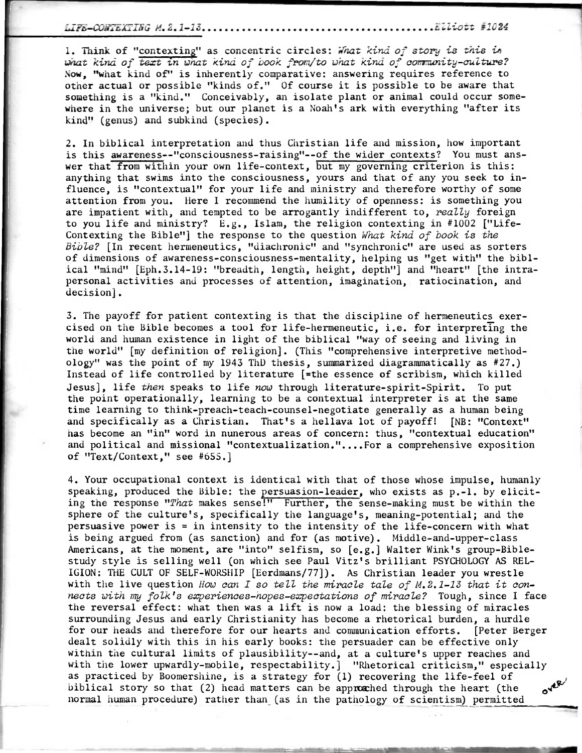*LIFE-CONTEXTING M.2.1-13*..........................................*Elliott #1024*

1. Think of "contexting" as concentric circles: *What kind of story is this in what kind of text in what kind of book from/to what kind of community-culture?* Now, "what kind of" is inherently comparative: answering requires reference to other actual or possible "kinds of." Of course it is possible to be aware that something is a "kind." Conceivably, an isolate plant or animal could occur somewhere in the universe; but our planet is a Noah's ark with everything "after its kind" (genus) and subkind (species).

2. In biblical interpretation and thus Christian life and mission, how important is this awareness--"consciousness-raising"--of the wider contexts? You must answer that from within your own life-context, but my governing criterion is this: anything that swims into the consciousness, yours and that of any you seek to influence, is "contextual" for your life and ministry and therefore worthy of some attention from you. Here I recommend the humility of openness: is something you are impatient with, and tempted to be arrogantly indifferent to, *really* foreign to you life and ministry? E.g., Islam, the religion contexting in #1002 ["Life-Contexting the Bible"] the response to the question *What kind of book is the Bible?* [In recent hermeneutics, "diachronic" and "synchronic" are used as sorters of dimensions of awareness-consciousness-mentality, helping us "get with" the biblical "mind" [Eph.3.14-19: "breadth, length, height, depth"] and "heart" [the intrapersonal activities and processes of attention, imagination, ratiocination, and decision].

3. The payoff for patient contexting is that the discipline of hermeneutics exercised on the Bible becomes a tool for life-hermeneutic, i.e. for interpreting the world and human existence in light of the biblical "way of seeing and living in the world" [my definition of religion]. (This "comprehensive interpretive methodology" was the point of my 1943 ThD thesis, summarized diagrammatically as #27.) Instead of life controlled by literature [=the essence of scribism, which killed Jesus], life *then* speaks to life *now* through literature-spirit-Spirit. To put the point operationally, learning to be a contextual interpreter is at the same time learning to think-preach-teach-counsel-negotiate generally as a human being and specifically as a Christian. That's a hellava lot of payoff! [NB: "Context" has become an "in" word in nunerous areas of concern: thus, "contextual education" and political and missional "contextualization."....For a comprehensive exposition of "Text/Context," see #655.]

4. Your occupational context is identical with that of those whose impulse, humanly speaking, produced the Bible: the persuasion-leader, who exists as p.-l. by eliciting the response "*That* makes sense!" Further, the sense-making must be within the sphere of the culture's, specifically the language's, meaning-potential; and the persuasive power is = in intensity to the intensity of the life-concern with what is being argued from (as sanction) and for (as motive). Middle-and-upper-class Americans, at the moment, are "into" selfism, so [e.g.] Walter Wink's group-Bible-study style is selling well (on which see Paul Vitz's brilliant PSYCHOLOGY AS RELIGION: THE CULT OF SELF-WORSHIP [Eerdmans/77]). As Christian leader you wrestle with the live question *How can I so tell the miracle tale of M.2.1-13 that it connects with my folk's experiences-hopes-expectations of miracle?* Tough, since I face the reversal effect: what then was a lift is now a load: the blessing of miracles surrounding Jesus and early Christianity has become a rhetorical burden, a hurdle for our heads and therefore for our hearts and communication efforts. [Peter Berger dealt solidly with this in his early books: the persuader can be effective only within the cultural limits of plausibility--and, at a culture's upper reaches and with the lower upwardly-mobile, respectability.] "Rhetorical criticism," especially as practiced by Boomershine, is a strategy for (1) recovering the life-feel of biblical story so that (2) head matters can be approached through the heart (the normal human procedure) rather than (as in the pathology of scientism) permitted

over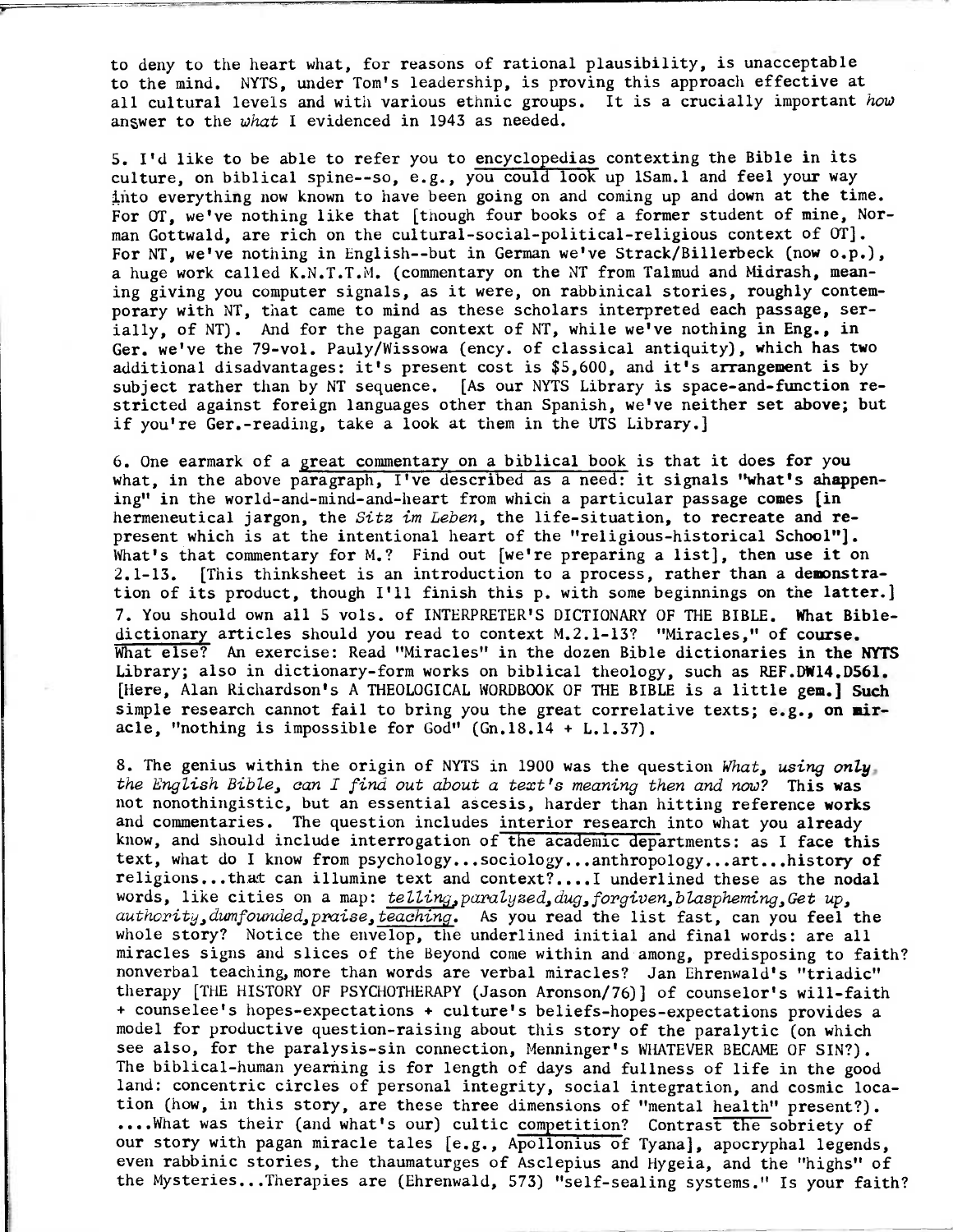to deny to the heart what, for reasons of rational plausibility, is unacceptable to the mind. NYTS, under Tom's leadership, is proving this approach effective at all cultural levels and with various ethnic groups. It is a crucially important *how* answer to the *what* I evidenced in 1943 as needed.

5. I'd like to be able to refer you to encyclopedias contexting the Bible in its culture, on biblical spine--so, e.g., you could look up 1Sam.1 and feel your way into everything now known to have been going on and coming up and down at the time. For OT, we've nothing like that [though four books of a former student of mine, Norman Gottwald, are rich on the cultural-social-political-religious context of OT]. For NT, we've nothing in English--but in German we've Strack/Billerbeck (now o.p.), a huge work called K.N.T.T.M. (commentary on the NT from Talmud and Midrash, meaning giving you computer signals, as it were, on rabbinical stories, roughly contemporary with NT, that came to mind as these scholars interpreted each passage, serially, of NT). And for the pagan context of NT, while we've nothing in Eng., in Ger. we've the 79-vol. Pauly/Wissowa (ency. of classical antiquity), which has two additional disadvantages: it's present cost is $5,600, and it's arrangement is by subject rather than by NT sequence. [As our NYTS Library is space-and-function restricted against foreign languages other than Spanish, we've neither set above; but if you're Ger.-reading, take a look at them in the UTS Library.]

6. One earmark of a great commentary on a biblical book is that it does for you what, in the above paragraph, I've described as a need: it signals "what's ahappening" in the world-and-mind-and-heart from which a particular passage comes [in hermeneutical jargon, the *Sitz im Leben*, the life-situation, to recreate and represent which is at the intentional heart of the "religious-historical School"]. What's that commentary for M.? Find out [we're preparing a list], then use it on 2.1-13. [This thinksheet is an introduction to a process, rather than a demonstration of its product, though I'll finish this p. with some beginnings on the latter.]

7. You should own all 5 vols. of INTERPRETER'S DICTIONARY OF THE BIBLE. What Bible-dictionary articles should you read to context M.2.1-13? "Miracles," of course. What else? An exercise: Read "Miracles" in the dozen Bible dictionaries in the NYTS Library; also in dictionary-form works on biblical theology, such as REF.DW14.D561. [Here, Alan Richardson's A THEOLOGICAL WORDBOOK OF THE BIBLE is a little gem.] Such simple research cannot fail to bring you the great correlative texts; e.g., on miracle, "nothing is impossible for God" (Gn.18.14 + L.1.37).

8. The genius within the origin of NYTS in 1900 was the question *What, using only the English Bible, can I find out about a text's meaning then and now?* This was not nonothingistic, but an essential ascesis, harder than hitting reference works and commentaries. The question includes interior research into what you already know, and should include interrogation of the academic departments: as I face this text, what do I know from psychology...sociology...anthropology...art...history of religions...that can illumine text and context?....I underlined these as the nodal words, like cities on a map: *telling, paralyzed, dug, forgiven, blaspheming, Get up, authority, dumfounded, praise, teaching*. As you read the list fast, can you feel the whole story? Notice the envelop, the underlined initial and final words: are all miracles signs and slices of the Beyond come within and among, predisposing to faith? nonverbal teaching, more than words are verbal miracles? Jan Ehrenwald's "triadic" therapy [THE HISTORY OF PSYCHOTHERAPY (Jason Aronson/76)] of counselor's will-faith + counselee's hopes-expectations + culture's beliefs-hopes-expectations provides a model for productive question-raising about this story of the paralytic (on which see also, for the paralysis-sin connection, Menninger's WHATEVER BECAME OF SIN?). The biblical-human yearning is for length of days and fullness of life in the good land: concentric circles of personal integrity, social integration, and cosmic location (how, in this story, are these three dimensions of "mental health" present?). ....What was their (and what's our) cultic competition? Contrast the sobriety of our story with pagan miracle tales [e.g., Apollonius of Tyana], apocryphal legends, even rabbinic stories, the thaumaturges of Asclepius and Hygeia, and the "highs" of the Mysteries...Therapies are (Ehrenwald, 573) "self-sealing systems." Is your faith?